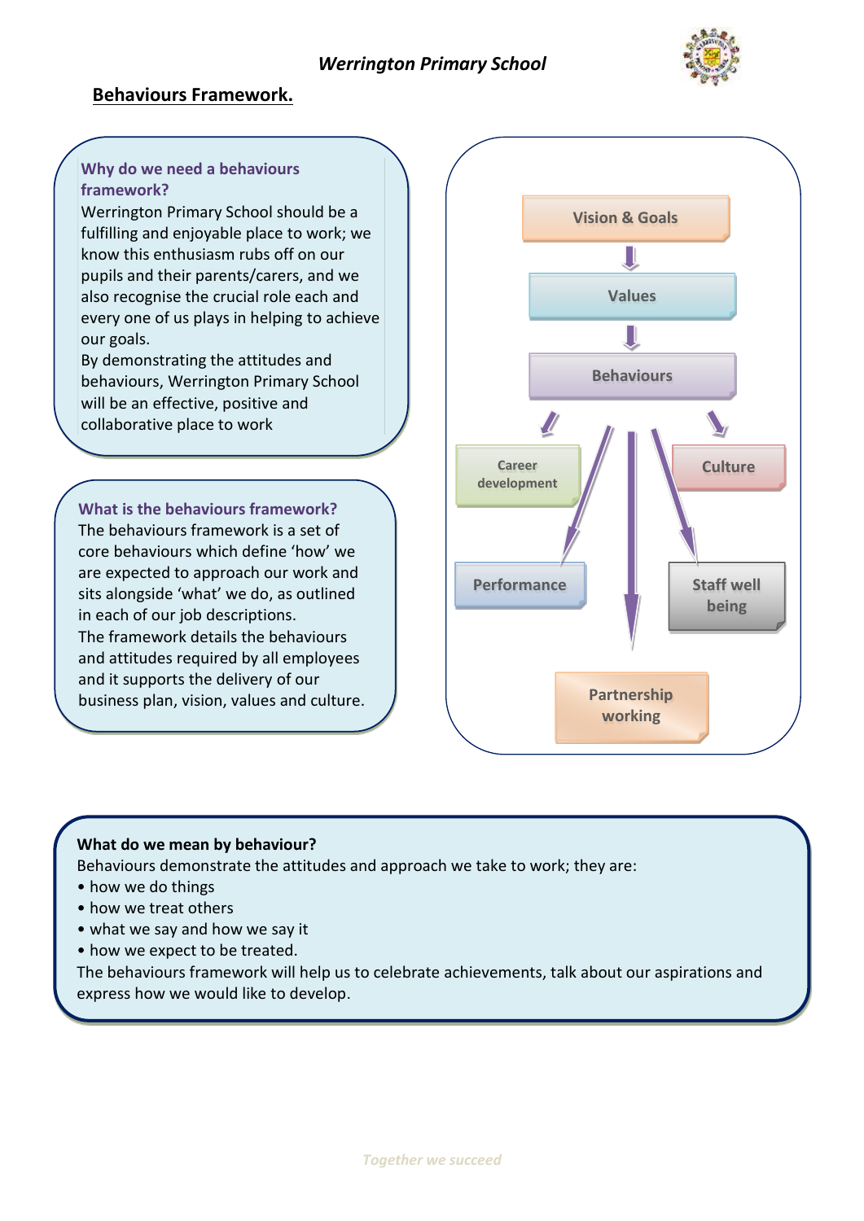# Werrington Primary School

## Behaviours Framework.

### Why do we need a behaviours framework?

Werrington Primary School should be a fulfilling and enjoyable place to work; we know this enthusiasm rubs off on our pupils and their parents/carers, and we also recognise the crucial role each and every one of us plays in helping to achieve our goals.

By demonstrating the attitudes and behaviours, Werrington Primary School will be an effective, positive and collaborative place to work

### What is the behaviours framework?

The behaviours framework is a set of core behaviours which define 'how' we are expected to approach our work and sits alongside 'what' we do, as outlined in each of our job descriptions.

The framework details the behaviours and attitudes required by all employees and it supports the delivery of our business plan, vision, values and culture.

Vision & Goals

Values

Behaviours

Career development

Culture

Performance

Staff well being

Partnership working

### What do we mean by behaviour?

Behaviours demonstrate the attitudes and approach we take to work; they are:

- how we do things
- how we treat others
- what we say and how we say it
- how we expect to be treated.

The behaviours framework will help us to celebrate achievements, talk about our aspirations and express how we would like to develop.

*Together we succeed*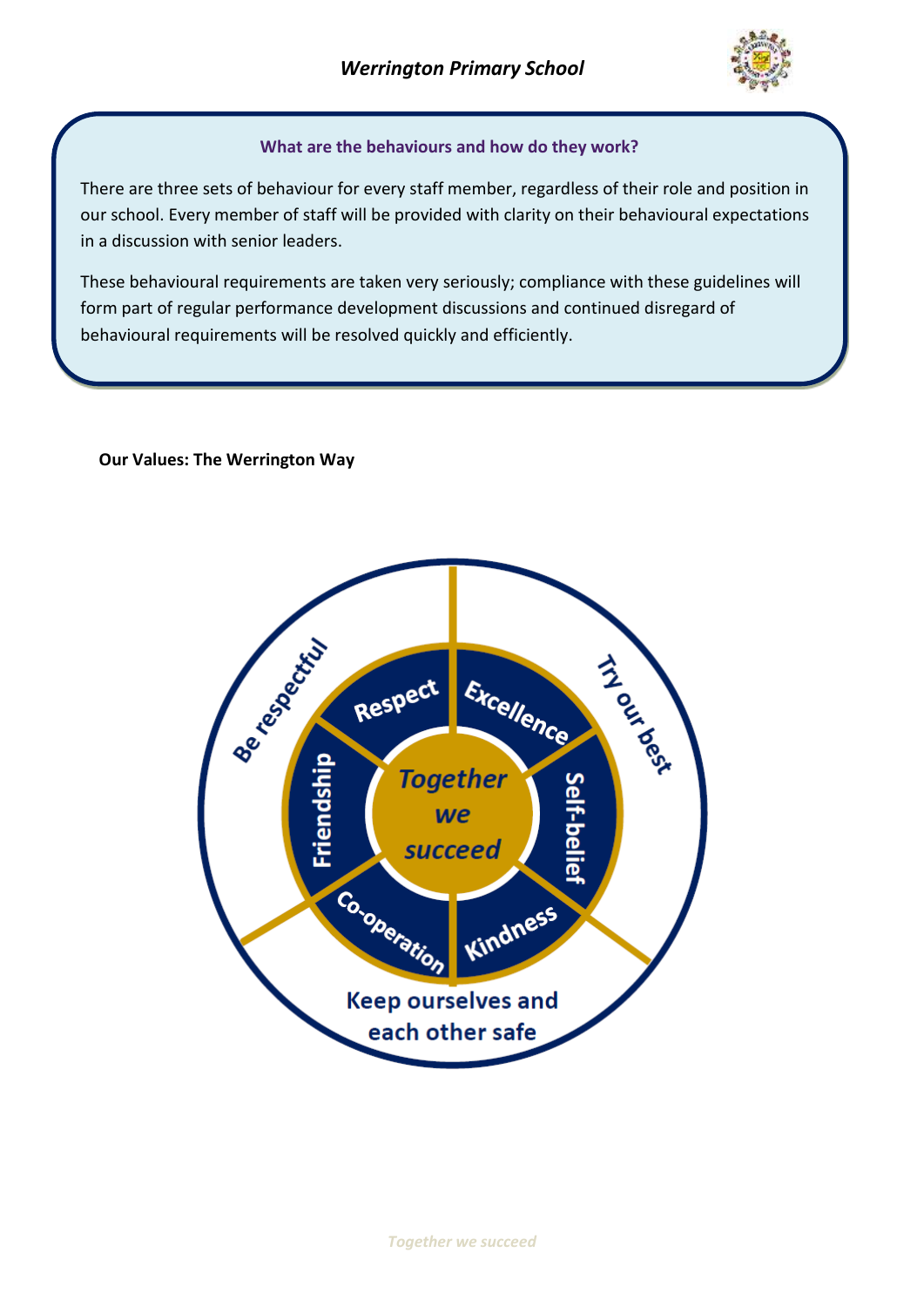### What are the behaviours and how do they work?

There are three sets of behaviour for every staff member, regardless of their role and position in our school. Every member of staff will be provided with clarity on their behavioural expectations in a discussion with senior leaders.

These behavioural requirements are taken very seriously; compliance with these guidelines will form part of regular performance development discussions and continued disregard of behavioural requirements will be resolved quickly and efficiently.

**Our Values: The Werrington Way**

Be respectful

Try our best

Keep ourselves and each other safe

Respect

Excellence

Self-belief

Kindness

Co-operation

Friendship

*Together we succeed*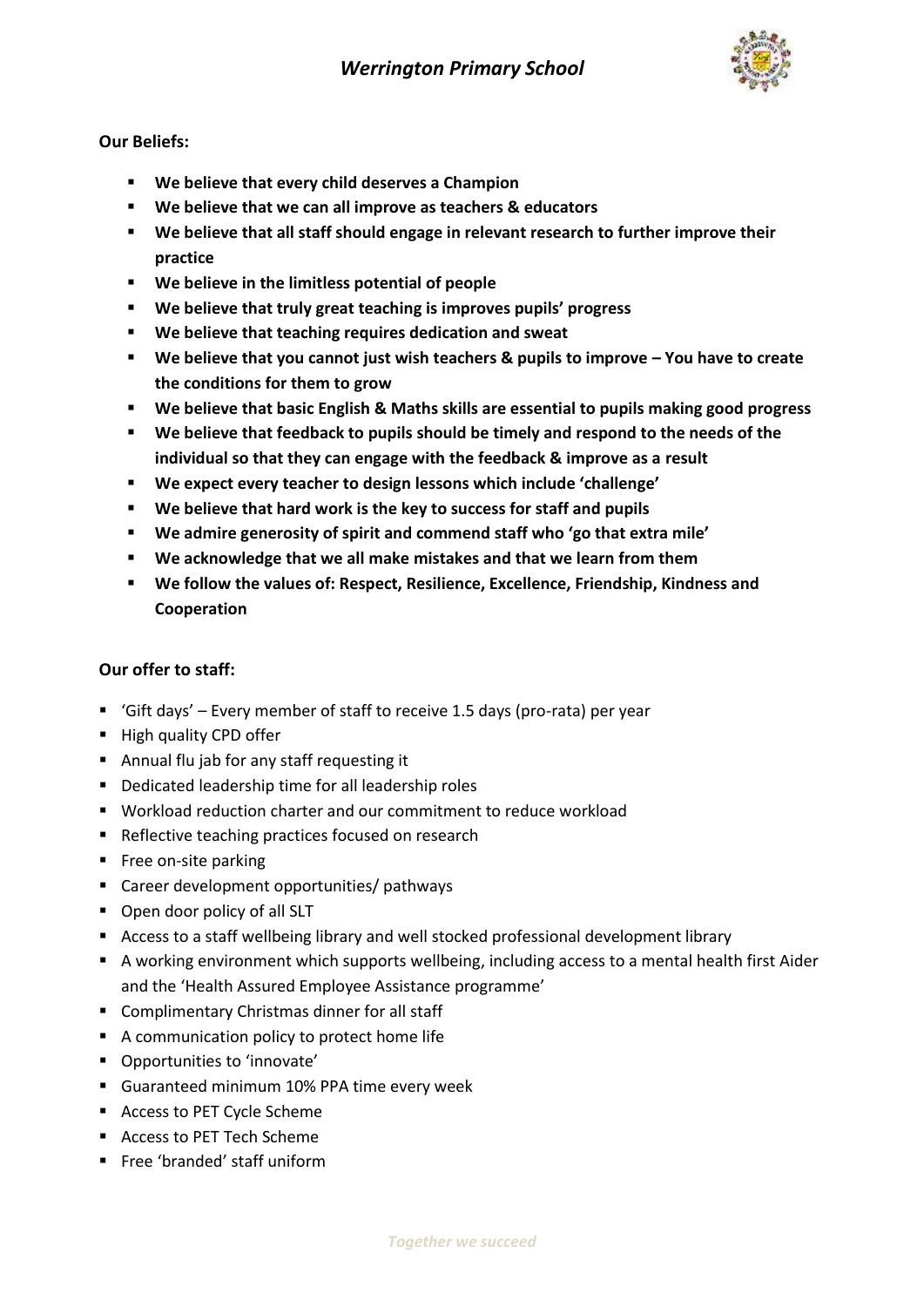**Our Beliefs:**

- **We believe that every child deserves a Champion**
- **We believe that we can all improve as teachers & educators**
- **We believe that all staff should engage in relevant research to further improve their practice**
- **We believe in the limitless potential of people**
- **We believe that truly great teaching is improves pupils' progress**
- **We believe that teaching requires dedication and sweat**
- **We believe that you cannot just wish teachers & pupils to improve – You have to create the conditions for them to grow**
- **We believe that basic English & Maths skills are essential to pupils making good progress**
- **We believe that feedback to pupils should be timely and respond to the needs of the individual so that they can engage with the feedback & improve as a result**
- **We expect every teacher to design lessons which include 'challenge'**
- **We believe that hard work is the key to success for staff and pupils**
- **We admire generosity of spirit and commend staff who 'go that extra mile'**
- **We acknowledge that we all make mistakes and that we learn from them**
- **We follow the values of: Respect, Resilience, Excellence, Friendship, Kindness and Cooperation**

**Our offer to staff:**

- 'Gift days' – Every member of staff to receive 1.5 days (pro-rata) per year
- High quality CPD offer
- Annual flu jab for any staff requesting it
- Dedicated leadership time for all leadership roles
- Workload reduction charter and our commitment to reduce workload
- Reflective teaching practices focused on research
- Free on-site parking
- Career development opportunities/ pathways
- Open door policy of all SLT
- Access to a staff wellbeing library and well stocked professional development library
- A working environment which supports wellbeing, including access to a mental health first Aider and the 'Health Assured Employee Assistance programme'
- Complimentary Christmas dinner for all staff
- A communication policy to protect home life
- Opportunities to 'innovate'
- Guaranteed minimum 10% PPA time every week
- Access to PET Cycle Scheme
- Access to PET Tech Scheme
- Free 'branded' staff uniform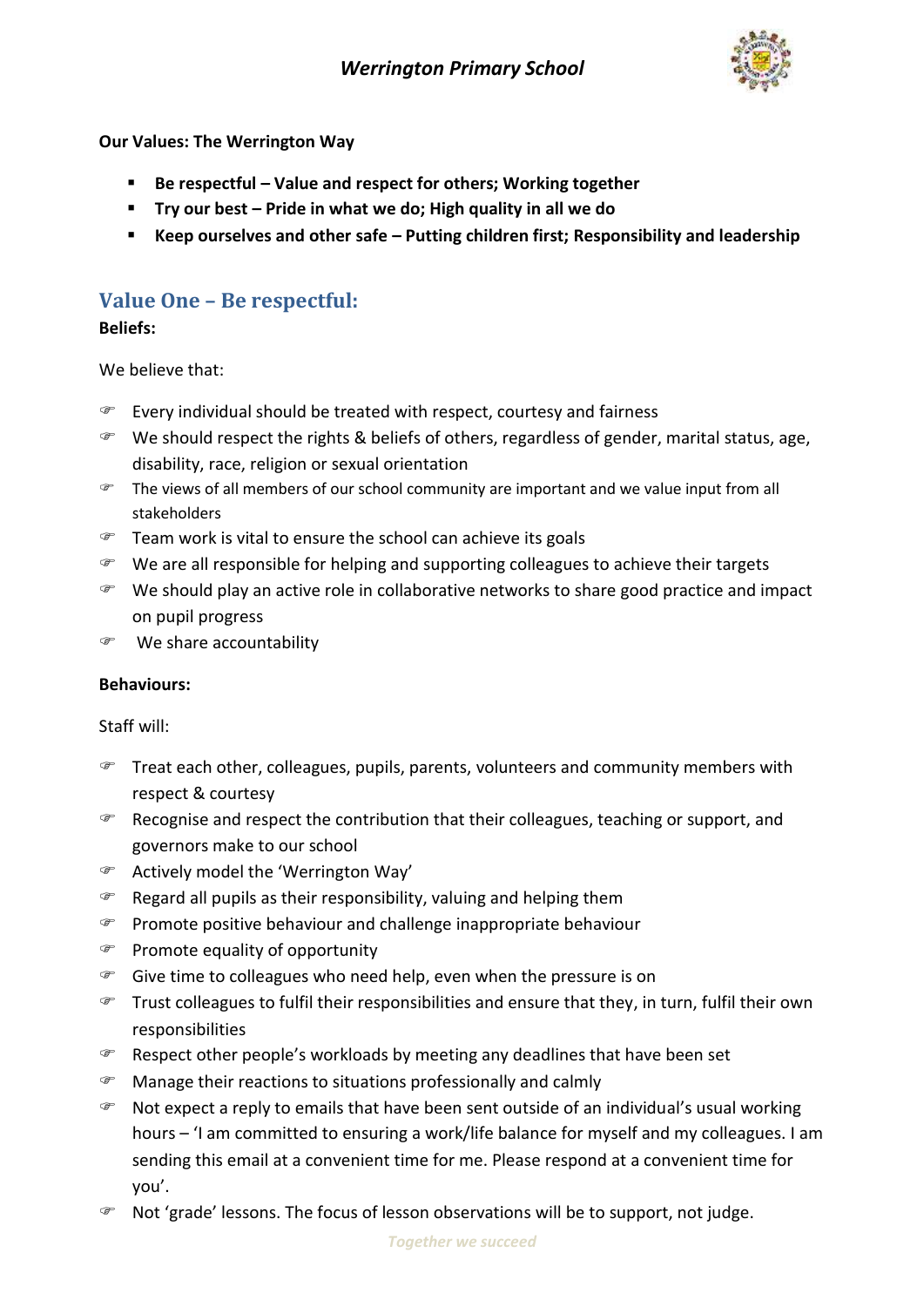**Our Values: The Werrington Way**

- **Be respectful – Value and respect for others; Working together**
- **Try our best – Pride in what we do; High quality in all we do**
- **Keep ourselves and other safe – Putting children first; Responsibility and leadership**

## Value One – Be respectful:

**Beliefs:**

We believe that:

- Every individual should be treated with respect, courtesy and fairness
- We should respect the rights & beliefs of others, regardless of gender, marital status, age, disability, race, religion or sexual orientation
- The views of all members of our school community are important and we value input from all stakeholders
- Team work is vital to ensure the school can achieve its goals
- We are all responsible for helping and supporting colleagues to achieve their targets
- We should play an active role in collaborative networks to share good practice and impact on pupil progress
- We share accountability

**Behaviours:**

Staff will:

- Treat each other, colleagues, pupils, parents, volunteers and community members with respect & courtesy
- Recognise and respect the contribution that their colleagues, teaching or support, and governors make to our school
- Actively model the 'Werrington Way'
- Regard all pupils as their responsibility, valuing and helping them
- Promote positive behaviour and challenge inappropriate behaviour
- Promote equality of opportunity
- Give time to colleagues who need help, even when the pressure is on
- Trust colleagues to fulfil their responsibilities and ensure that they, in turn, fulfil their own responsibilities
- Respect other people's workloads by meeting any deadlines that have been set
- Manage their reactions to situations professionally and calmly
- Not expect a reply to emails that have been sent outside of an individual's usual working hours – 'I am committed to ensuring a work/life balance for myself and my colleagues. I am sending this email at a convenient time for me. Please respond at a convenient time for you'.
- Not 'grade' lessons. The focus of lesson observations will be to support, not judge.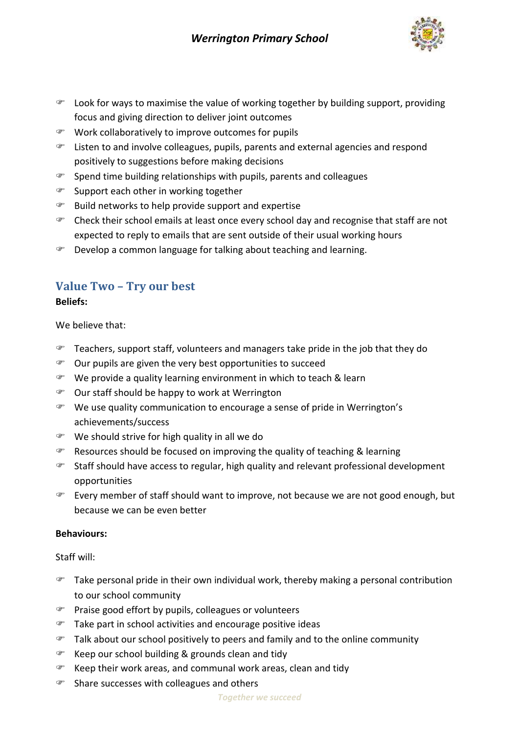- Look for ways to maximise the value of working together by building support, providing focus and giving direction to deliver joint outcomes
- Work collaboratively to improve outcomes for pupils
- Listen to and involve colleagues, pupils, parents and external agencies and respond positively to suggestions before making decisions
- Spend time building relationships with pupils, parents and colleagues
- Support each other in working together
- Build networks to help provide support and expertise
- Check their school emails at least once every school day and recognise that staff are not expected to reply to emails that are sent outside of their usual working hours
- Develop a common language for talking about teaching and learning.

## Value Two – Try our best

**Beliefs:**

We believe that:

- Teachers, support staff, volunteers and managers take pride in the job that they do
- Our pupils are given the very best opportunities to succeed
- We provide a quality learning environment in which to teach & learn
- Our staff should be happy to work at Werrington
- We use quality communication to encourage a sense of pride in Werrington's achievements/success
- We should strive for high quality in all we do
- Resources should be focused on improving the quality of teaching & learning
- Staff should have access to regular, high quality and relevant professional development opportunities
- Every member of staff should want to improve, not because we are not good enough, but because we can be even better

**Behaviours:**

Staff will:

- Take personal pride in their own individual work, thereby making a personal contribution to our school community
- Praise good effort by pupils, colleagues or volunteers
- Take part in school activities and encourage positive ideas
- Talk about our school positively to peers and family and to the online community
- Keep our school building & grounds clean and tidy
- Keep their work areas, and communal work areas, clean and tidy
- Share successes with colleagues and others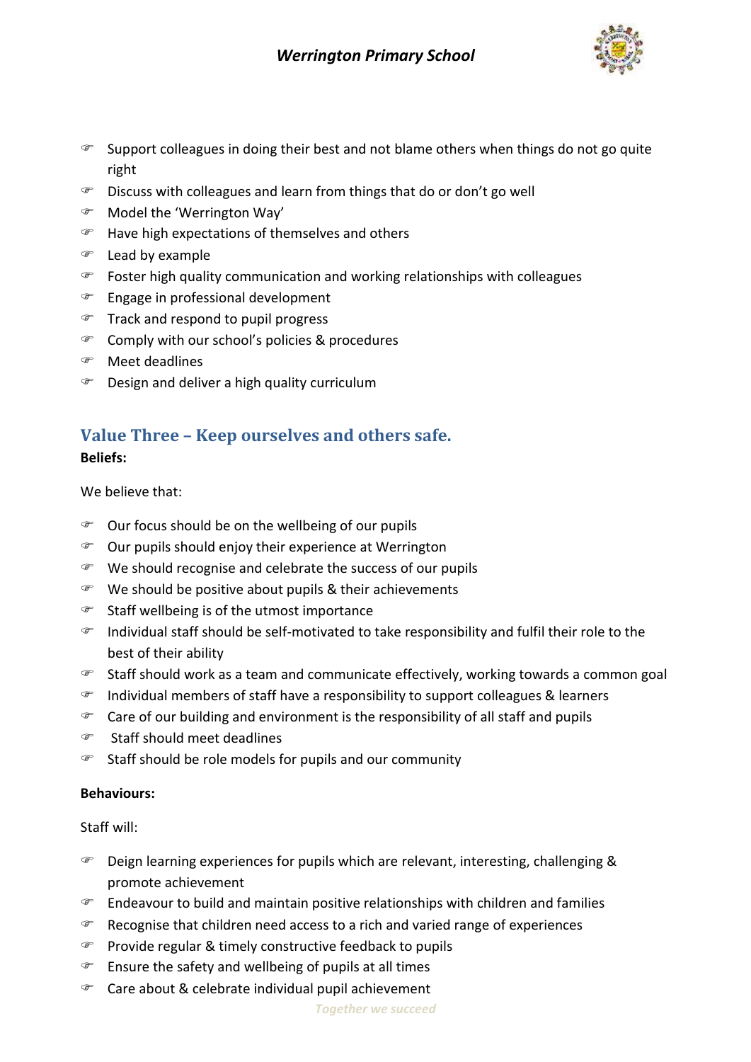- Support colleagues in doing their best and not blame others when things do not go quite right
- Discuss with colleagues and learn from things that do or don't go well
- Model the 'Werrington Way'
- Have high expectations of themselves and others
- Lead by example
- Foster high quality communication and working relationships with colleagues
- Engage in professional development
- Track and respond to pupil progress
- Comply with our school's policies & procedures
- Meet deadlines
- Design and deliver a high quality curriculum

## Value Three – Keep ourselves and others safe.

**Beliefs:**

We believe that:

- Our focus should be on the wellbeing of our pupils
- Our pupils should enjoy their experience at Werrington
- We should recognise and celebrate the success of our pupils
- We should be positive about pupils & their achievements
- Staff wellbeing is of the utmost importance
- Individual staff should be self-motivated to take responsibility and fulfil their role to the best of their ability
- Staff should work as a team and communicate effectively, working towards a common goal
- Individual members of staff have a responsibility to support colleagues & learners
- Care of our building and environment is the responsibility of all staff and pupils
- Staff should meet deadlines
- Staff should be role models for pupils and our community

**Behaviours:**

Staff will:

- Deign learning experiences for pupils which are relevant, interesting, challenging & promote achievement
- Endeavour to build and maintain positive relationships with children and families
- Recognise that children need access to a rich and varied range of experiences
- Provide regular & timely constructive feedback to pupils
- Ensure the safety and wellbeing of pupils at all times
- Care about & celebrate individual pupil achievement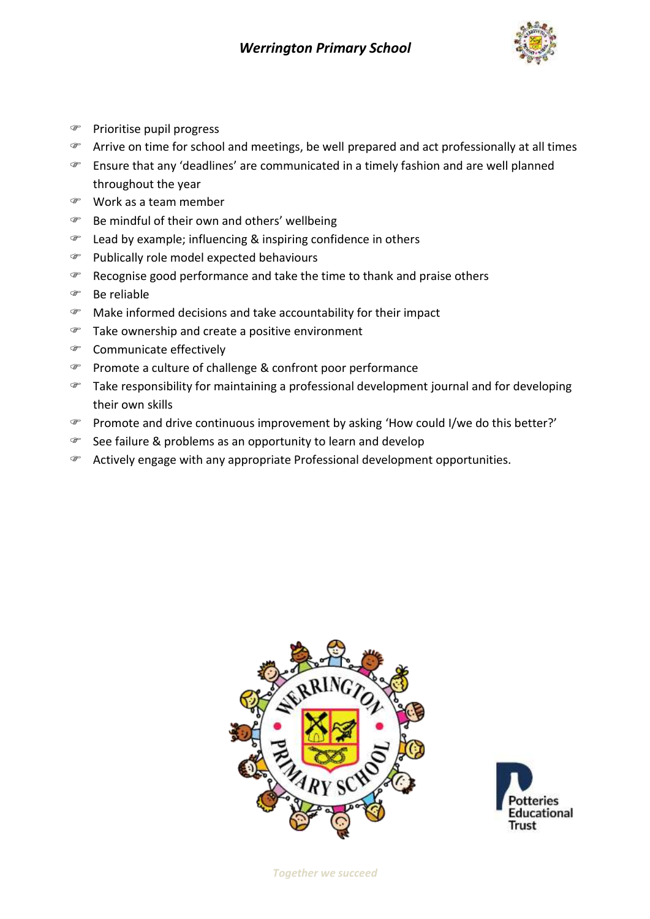- Prioritise pupil progress
- Arrive on time for school and meetings, be well prepared and act professionally at all times
- Ensure that any 'deadlines' are communicated in a timely fashion and are well planned throughout the year
- Work as a team member
- Be mindful of their own and others' wellbeing
- Lead by example; influencing & inspiring confidence in others
- Publically role model expected behaviours
- Recognise good performance and take the time to thank and praise others
- Be reliable
- Make informed decisions and take accountability for their impact
- Take ownership and create a positive environment
- Communicate effectively
- Promote a culture of challenge & confront poor performance
- Take responsibility for maintaining a professional development journal and for developing their own skills
- Promote and drive continuous improvement by asking 'How could I/we do this better?'
- See failure & problems as an opportunity to learn and develop
- Actively engage with any appropriate Professional development opportunities.